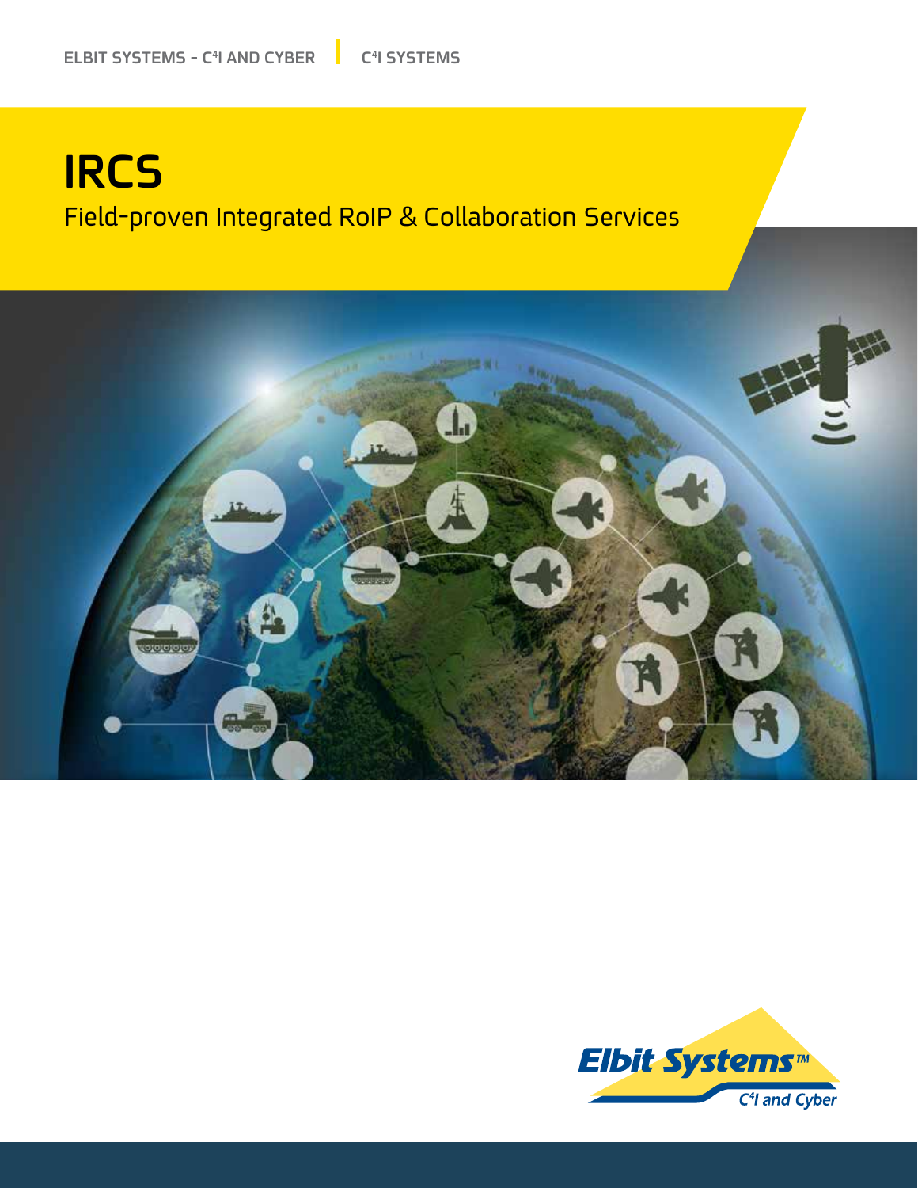ELBIT SYSTEMS - C4I AND CYBER | C4I SYSTEMS

# IRCS

## Field-proven Integrated RoIP & Collaboration Services

Elbit Systems™
C4I and Cyber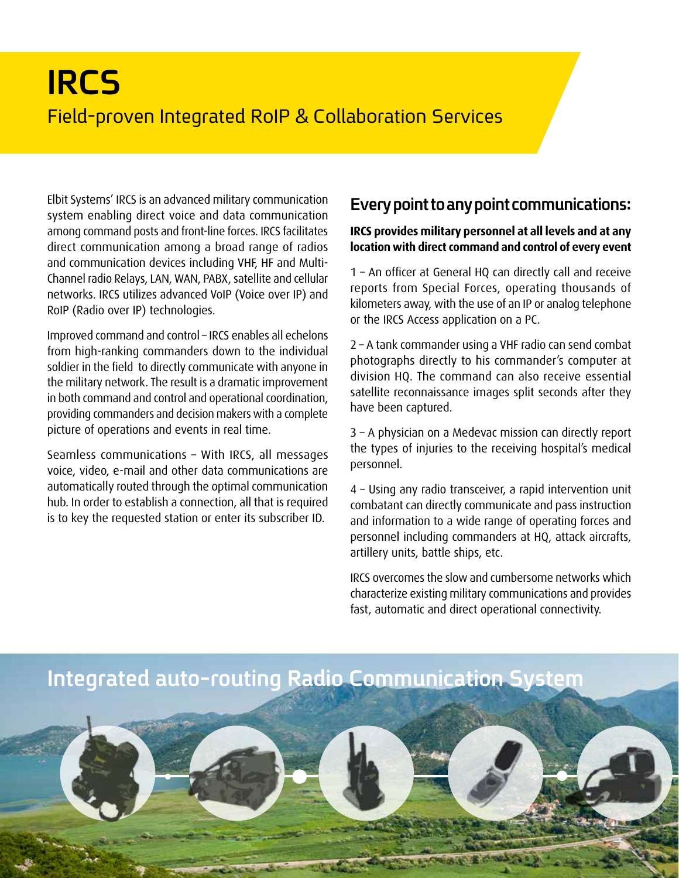# IRCS

## Field-proven Integrated RoIP & Collaboration Services

Elbit Systems' IRCS is an advanced military communication system enabling direct voice and data communication among command posts and front-line forces. IRCS facilitates direct communication among a broad range of radios and communication devices including VHF, HF and Multi-Channel radio Relays, LAN, WAN, PABX, satellite and cellular networks. IRCS utilizes advanced VoIP (Voice over IP) and RoIP (Radio over IP) technologies.

Improved command and control – IRCS enables all echelons from high-ranking commanders down to the individual soldier in the field to directly communicate with anyone in the military network. The result is a dramatic improvement in both command and control and operational coordination, providing commanders and decision makers with a complete picture of operations and events in real time.

Seamless communications – With IRCS, all messages voice, video, e-mail and other data communications are automatically routed through the optimal communication hub. In order to establish a connection, all that is required is to key the requested station or enter its subscriber ID.

## Every point to any point communications:

**IRCS provides military personnel at all levels and at any location with direct command and control of every event**

1 – An officer at General HQ can directly call and receive reports from Special Forces, operating thousands of kilometers away, with the use of an IP or analog telephone or the IRCS Access application on a PC.

2 – A tank commander using a VHF radio can send combat photographs directly to his commander's computer at division HQ. The command can also receive essential satellite reconnaissance images split seconds after they have been captured.

3 – A physician on a Medevac mission can directly report the types of injuries to the receiving hospital's medical personnel.

4 – Using any radio transceiver, a rapid intervention unit combatant can directly communicate and pass instruction and information to a wide range of operating forces and personnel including commanders at HQ, attack aircrafts, artillery units, battle ships, etc.

IRCS overcomes the slow and cumbersome networks which characterize existing military communications and provides fast, automatic and direct operational connectivity.

## Integrated auto-routing Radio Communication System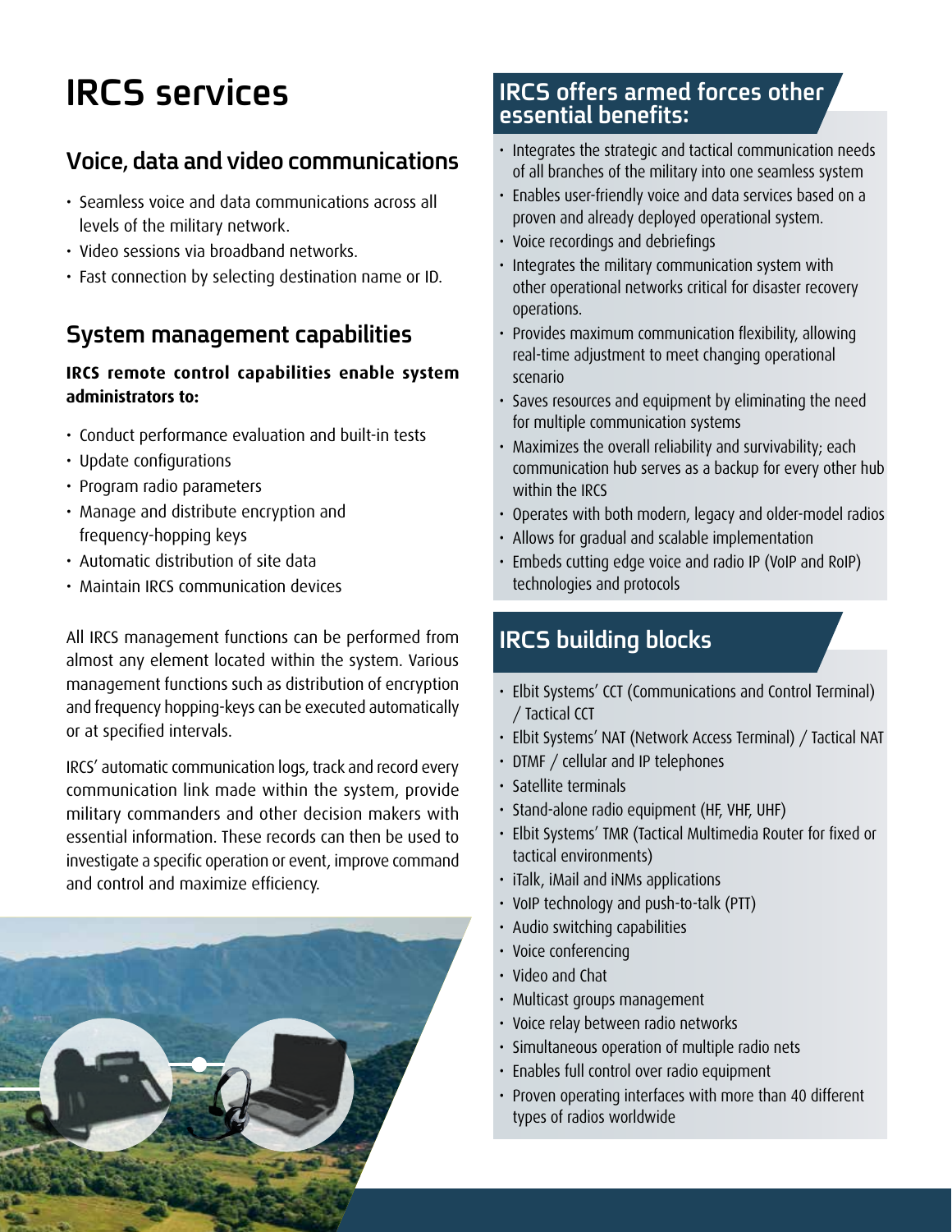# IRCS services

## Voice, data and video communications

- Seamless voice and data communications across all levels of the military network.
- Video sessions via broadband networks.
- Fast connection by selecting destination name or ID.

## System management capabilities

**IRCS remote control capabilities enable system administrators to:**

- Conduct performance evaluation and built-in tests
- Update configurations
- Program radio parameters
- Manage and distribute encryption and frequency-hopping keys
- Automatic distribution of site data
- Maintain IRCS communication devices

All IRCS management functions can be performed from almost any element located within the system. Various management functions such as distribution of encryption and frequency hopping-keys can be executed automatically or at specified intervals.

IRCS' automatic communication logs, track and record every communication link made within the system, provide military commanders and other decision makers with essential information. These records can then be used to investigate a specific operation or event, improve command and control and maximize efficiency.

## IRCS offers armed forces other essential benefits:

- Integrates the strategic and tactical communication needs of all branches of the military into one seamless system
- Enables user-friendly voice and data services based on a proven and already deployed operational system.
- Voice recordings and debriefings
- Integrates the military communication system with other operational networks critical for disaster recovery operations.
- Provides maximum communication flexibility, allowing real-time adjustment to meet changing operational scenario
- Saves resources and equipment by eliminating the need for multiple communication systems
- Maximizes the overall reliability and survivability; each communication hub serves as a backup for every other hub within the IRCS
- Operates with both modern, legacy and older-model radios
- Allows for gradual and scalable implementation
- Embeds cutting edge voice and radio IP (VoIP and RoIP) technologies and protocols

## IRCS building blocks

- Elbit Systems' CCT (Communications and Control Terminal) / Tactical CCT
- Elbit Systems' NAT (Network Access Terminal) / Tactical NAT
- DTMF / cellular and IP telephones
- Satellite terminals
- Stand-alone radio equipment (HF, VHF, UHF)
- Elbit Systems' TMR (Tactical Multimedia Router for fixed or tactical environments)
- iTalk, iMail and iNMs applications
- VoIP technology and push-to-talk (PTT)
- Audio switching capabilities
- Voice conferencing
- Video and Chat
- Multicast groups management
- Voice relay between radio networks
- Simultaneous operation of multiple radio nets
- Enables full control over radio equipment
- Proven operating interfaces with more than 40 different types of radios worldwide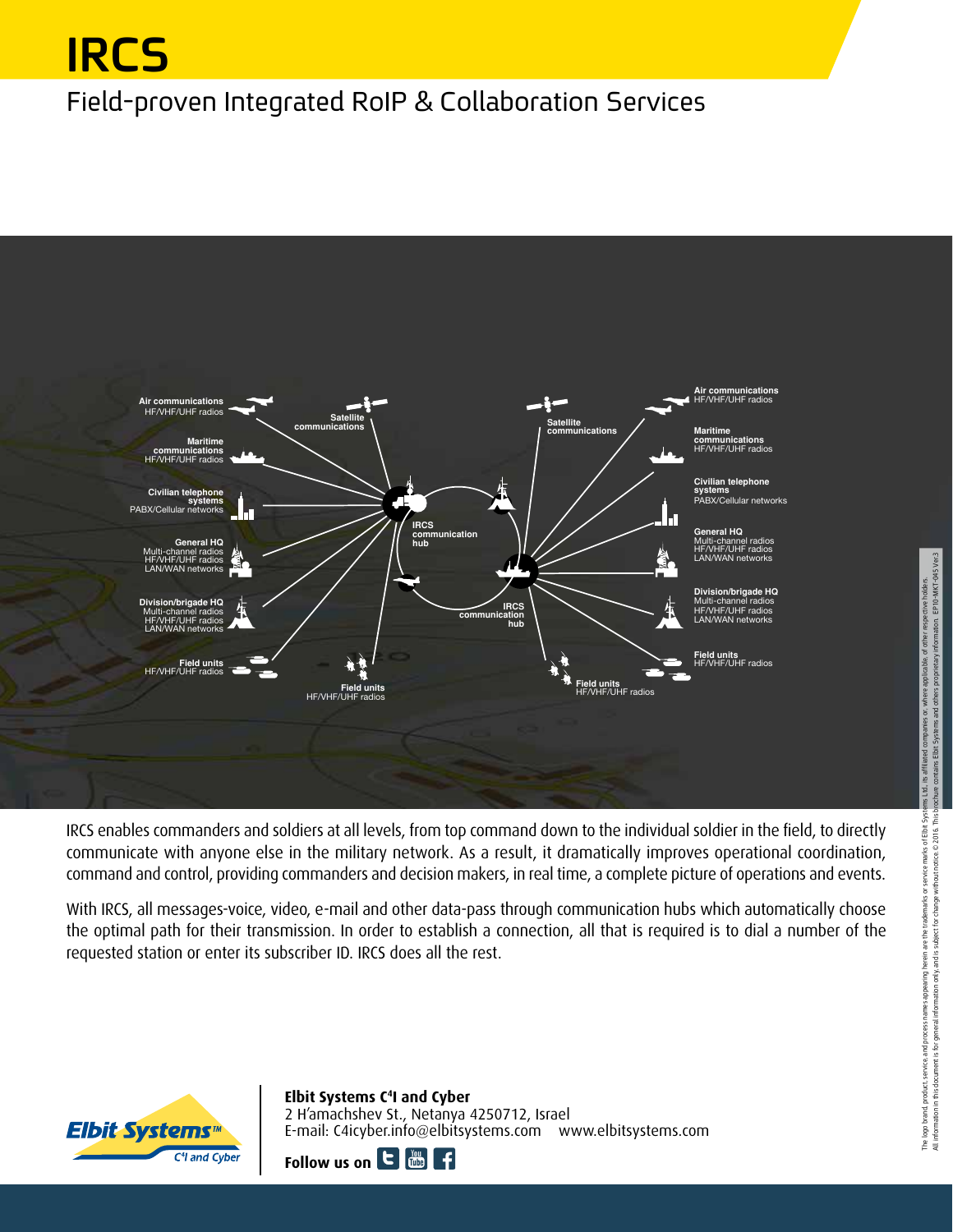# IRCS

## Field-proven Integrated RoIP & Collaboration Services

Air communications
HF/VHF/UHF radios

Satellite communications

Maritime communications
HF/VHF/UHF radios

Civilian telephone systems
PABX/Cellular networks

General HQ
Multi-channel radios
HF/VHF/UHF radios
LAN/WAN networks

Division/brigade HQ
Multi-channel radios
HF/VHF/UHF radios
LAN/WAN networks

Field units
HF/VHF/UHF radios

IRCS communication hub

IRCS communication hub

Field units
HF/VHF/UHF radios

Field units
HF/VHF/UHF radios

Satellite communications

Air communications
HF/VHF/UHF radios

Maritime communications
HF/VHF/UHF radios

Civilian telephone systems
PABX/Cellular networks

General HQ
Multi-channel radios
HF/VHF/UHF radios
LAN/WAN networks

Division/brigade HQ
Multi-channel radios
HF/VHF/UHF radios
LAN/WAN networks

Field units
HF/VHF/UHF radios

IRCS enables commanders and soldiers at all levels, from top command down to the individual soldier in the field, to directly communicate with anyone else in the military network. As a result, it dramatically improves operational coordination, command and control, providing commanders and decision makers, in real time, a complete picture of operations and events.

With IRCS, all messages-voice, video, e-mail and other data-pass through communication hubs which automatically choose the optimal path for their transmission. In order to establish a connection, all that is required is to dial a number of the requested station or enter its subscriber ID. IRCS does all the rest.

Elbit Systems™ C4I and Cyber

**Elbit Systems C4I and Cyber**
2 H'amachshev St., Netanya 4250712, Israel
E-mail: C4icyber.info@elbitsystems.com www.elbitsystems.com

**Follow us on**

The logo, brand, product, service, and process names appearing herein are the trademarks or service marks of Elbit Systems Ltd., its affiliated companies or, where applicable, of other respective holders. All information in this document is for general information only, and is subject for change without notice © 2016. This brochure contains Elbit Systems and others proprietary information. EP10-MKT-045 Ver.3